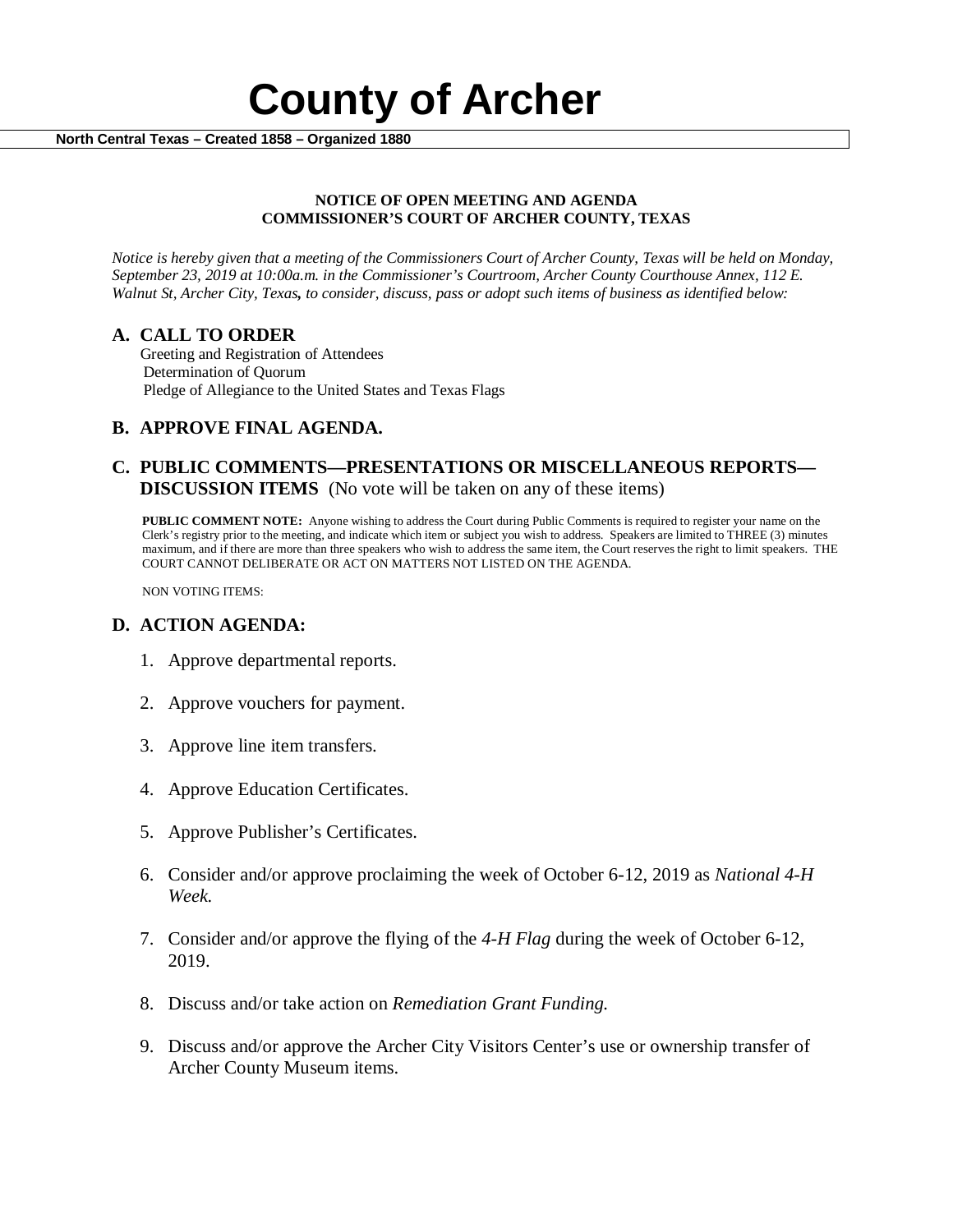# County of Archer

**North Central Texas – Created 1858 – Organized 1880**

**NOTICE OF OPEN MEETING AND AGENDA**
**COMMISSIONER'S COURT OF ARCHER COUNTY, TEXAS**

*Notice is hereby given that a meeting of the Commissioners Court of Archer County, Texas will be held on Monday, September 23, 2019 at 10:00a.m. in the Commissioner's Courtroom, Archer County Courthouse Annex, 112 E. Walnut St, Archer City, Texas, to consider, discuss, pass or adopt such items of business as identified below:*

## A. CALL TO ORDER

Greeting and Registration of Attendees
Determination of Quorum
Pledge of Allegiance to the United States and Texas Flags

## B. APPROVE FINAL AGENDA.

## C. PUBLIC COMMENTS—PRESENTATIONS OR MISCELLANEOUS REPORTS—DISCUSSION ITEMS (No vote will be taken on any of these items)

**PUBLIC COMMENT NOTE:** Anyone wishing to address the Court during Public Comments is required to register your name on the Clerk's registry prior to the meeting, and indicate which item or subject you wish to address. Speakers are limited to THREE (3) minutes maximum, and if there are more than three speakers who wish to address the same item, the Court reserves the right to limit speakers. THE COURT CANNOT DELIBERATE OR ACT ON MATTERS NOT LISTED ON THE AGENDA.

NON VOTING ITEMS:

## D. ACTION AGENDA:

1. Approve departmental reports.
2. Approve vouchers for payment.
3. Approve line item transfers.
4. Approve Education Certificates.
5. Approve Publisher's Certificates.
6. Consider and/or approve proclaiming the week of October 6-12, 2019 as *National 4-H Week.*
7. Consider and/or approve the flying of the *4-H Flag* during the week of October 6-12, 2019.
8. Discuss and/or take action on *Remediation Grant Funding.*
9. Discuss and/or approve the Archer City Visitors Center's use or ownership transfer of Archer County Museum items.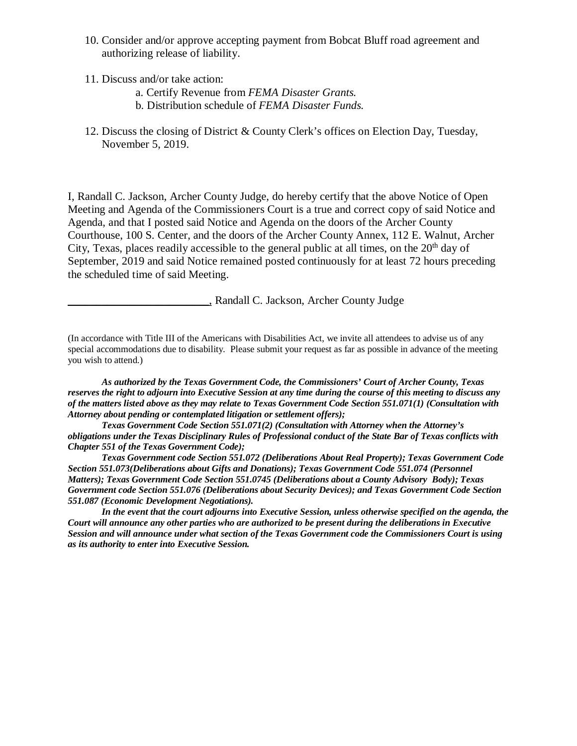10. Consider and/or approve accepting payment from Bobcat Bluff road agreement and authorizing release of liability.

11. Discuss and/or take action:
    a. Certify Revenue from *FEMA Disaster Grants.*
    b. Distribution schedule of *FEMA Disaster Funds.*

12. Discuss the closing of District & County Clerk's offices on Election Day, Tuesday, November 5, 2019.

I, Randall C. Jackson, Archer County Judge, do hereby certify that the above Notice of Open Meeting and Agenda of the Commissioners Court is a true and correct copy of said Notice and Agenda, and that I posted said Notice and Agenda on the doors of the Archer County Courthouse, 100 S. Center, and the doors of the Archer County Annex, 112 E. Walnut, Archer City, Texas, places readily accessible to the general public at all times, on the 20th day of September, 2019 and said Notice remained posted continuously for at least 72 hours preceding the scheduled time of said Meeting.

_________________________, Randall C. Jackson, Archer County Judge

(In accordance with Title III of the Americans with Disabilities Act, we invite all attendees to advise us of any special accommodations due to disability. Please submit your request as far as possible in advance of the meeting you wish to attend.)

***As authorized by the Texas Government Code, the Commissioners' Court of Archer County, Texas reserves the right to adjourn into Executive Session at any time during the course of this meeting to discuss any of the matters listed above as they may relate to Texas Government Code Section 551.071(1) (Consultation with Attorney about pending or contemplated litigation or settlement offers);***

***Texas Government Code Section 551.071(2) (Consultation with Attorney when the Attorney's obligations under the Texas Disciplinary Rules of Professional conduct of the State Bar of Texas conflicts with Chapter 551 of the Texas Government Code);***

***Texas Government code Section 551.072 (Deliberations About Real Property); Texas Government Code Section 551.073(Deliberations about Gifts and Donations); Texas Government Code 551.074 (Personnel Matters); Texas Government Code Section 551.0745 (Deliberations about a County Advisory Body); Texas Government code Section 551.076 (Deliberations about Security Devices); and Texas Government Code Section 551.087 (Economic Development Negotiations).***

***In the event that the court adjourns into Executive Session, unless otherwise specified on the agenda, the Court will announce any other parties who are authorized to be present during the deliberations in Executive Session and will announce under what section of the Texas Government code the Commissioners Court is using as its authority to enter into Executive Session.***